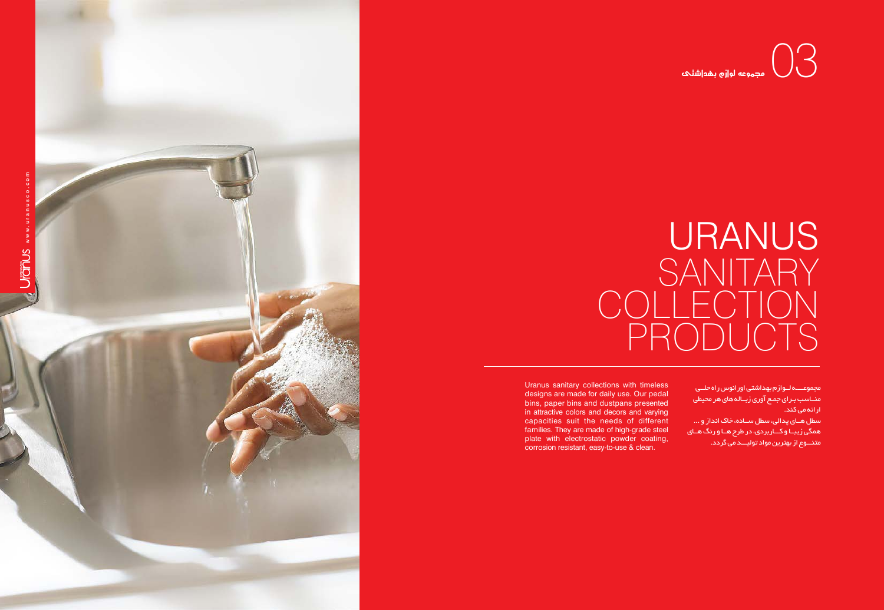# 03 مجموعه لوازم بهداشتی

# URANUS SANITARY COLLECTION PRODUCTS

Uranus sanitary collections with timeless designs are made for daily use. Our pedal bins, paper bins and dustpans presented in attractive colors and decors and varying capacities suit the needs of different families. They are made of high-grade steel plate with electrostatic powder coating, corrosion resistant, easy-to-use & clean.

مجموعـــه لـوازم بهداشتی اورانوس راه حلـی مناسـب بـرای جمع آوری زبـاله های هر محیطی ارائه می کند.
سطل هـای پدالی، سطل سـاده، خاک انداز و ... همگی زیبـا و کـاربردی، در طرح هـا و رنگ هـای متنـوع از بهترین مواد تولیـد می گردد.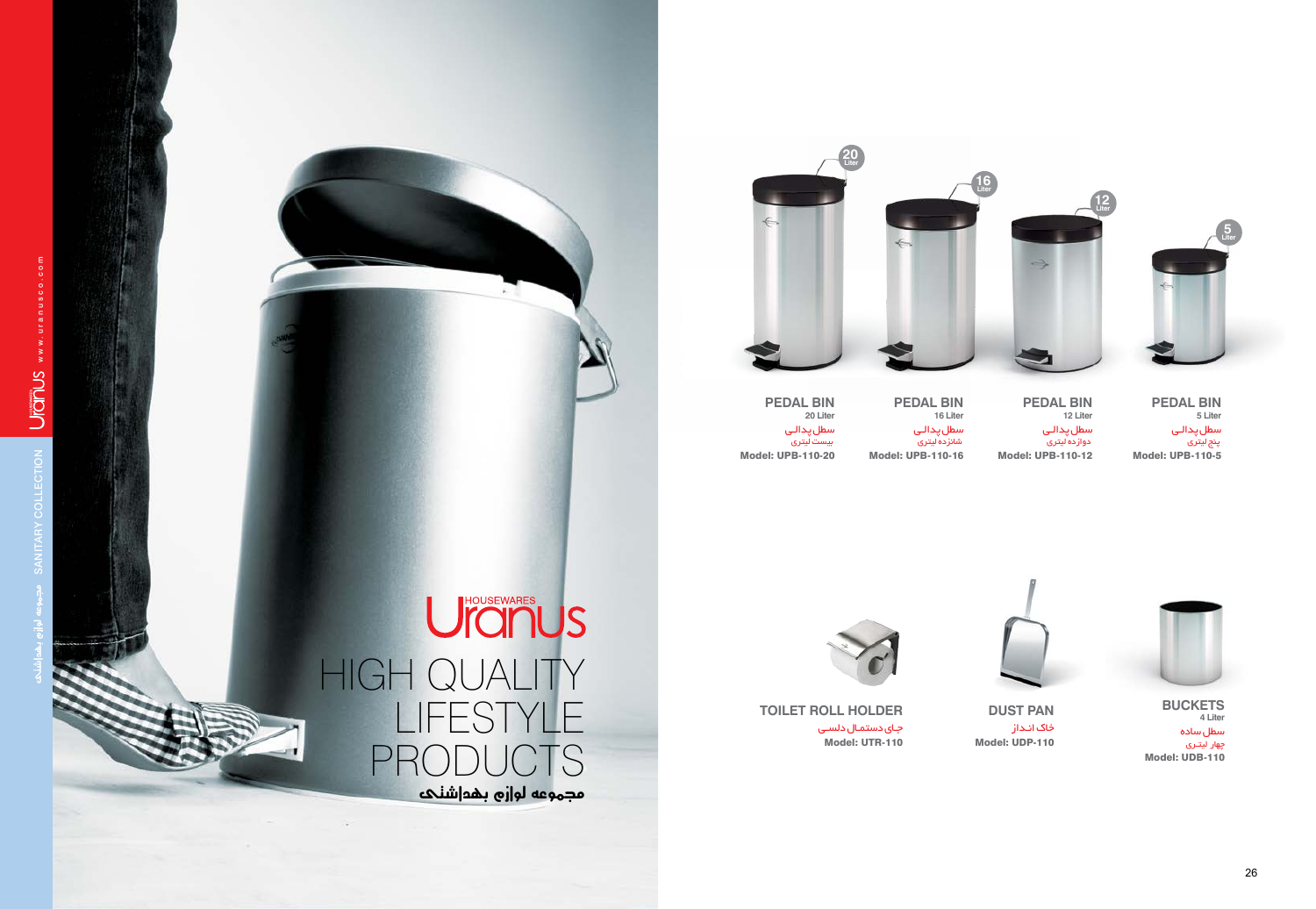Uranus HOUSEWARES

# HIGH QUALITY LIFESTYLE PRODUCTS

مجموعه لوازم بهداشتی

**PEDAL BIN**
20 Liter
سطل پدالی
بیست لیتری
**Model: UPB-110-20**

**PEDAL BIN**
16 Liter
سطل پدالی
شانزده لیتری
**Model: UPB-110-16**

**PEDAL BIN**
12 Liter
سطل پدالی
دوازده لیتری
**Model: UPB-110-12**

**PEDAL BIN**
5 Liter
سطل پدالی
پنج لیتری
**Model: UPB-110-5**

**TOILET ROLL HOLDER**
جای دستمال دلسی
**Model: UTR-110**

**DUST PAN**
خاک انداز
**Model: UDP-110**

**BUCKETS**
4 Liter
سطل ساده
چهار لیتری
**Model: UDB-110**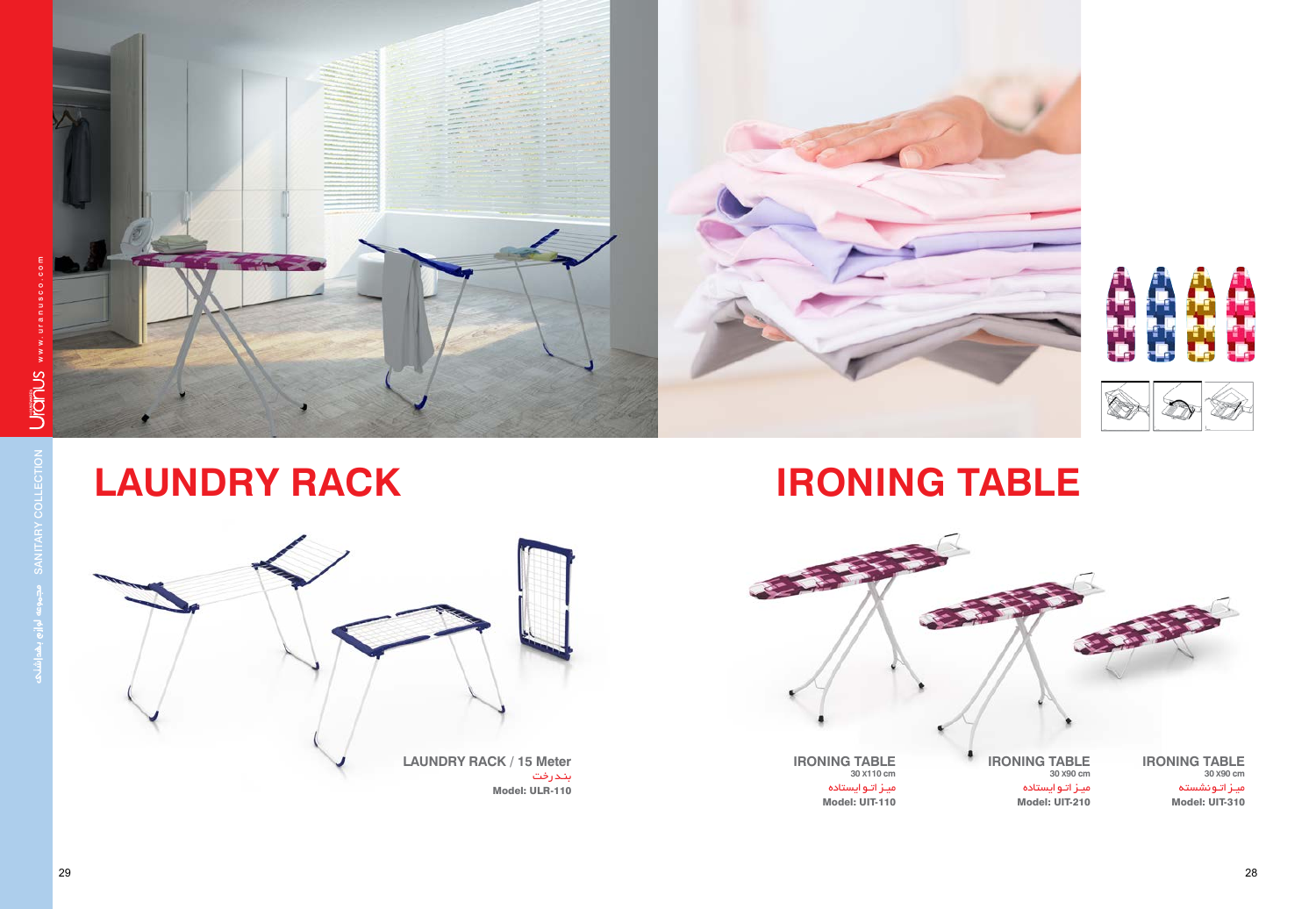# LAUNDRY RACK

**LAUNDRY RACK / 15 Meter**
بند رخت
**Model: ULR-110**

# IRONING TABLE

**IRONING TABLE**
**30 x110 cm**
میز اتو ایستاده
**Model: UIT-110**

**IRONING TABLE**
**30 x90 cm**
میز اتو ایستاده
**Model: UIT-210**

**IRONING TABLE**
**30 x90 cm**
میز اتو نشسته
**Model: UIT-310**